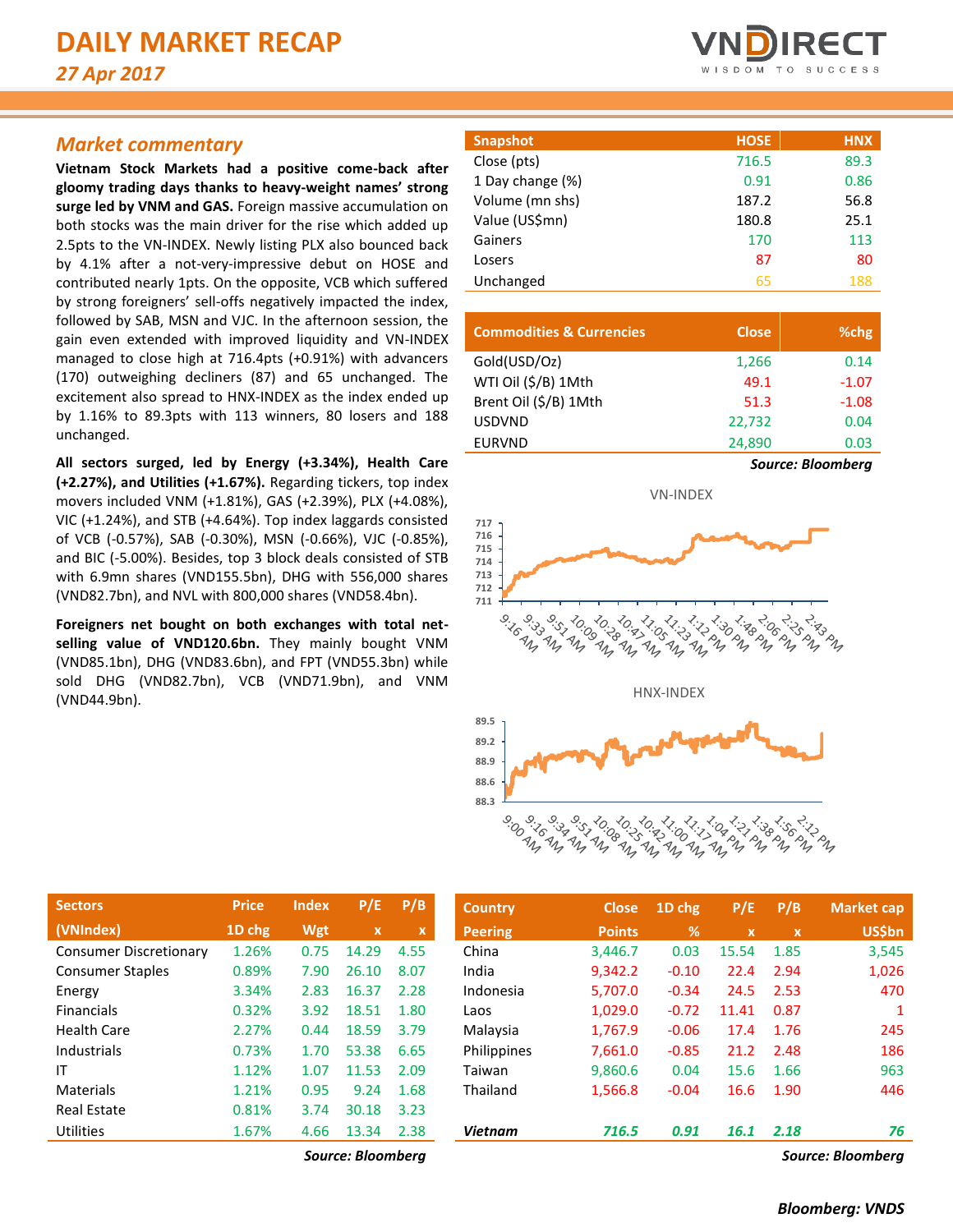# DAILY MARKET RECAP

*27 Apr 2017*

## Market commentary

**Vietnam Stock Markets had a positive come-back after gloomy trading days thanks to heavy-weight names' strong surge led by VNM and GAS.** Foreign massive accumulation on both stocks was the main driver for the rise which added up 2.5pts to the VN-INDEX. Newly listing PLX also bounced back by 4.1% after a not-very-impressive debut on HOSE and contributed nearly 1pts. On the opposite, VCB which suffered by strong foreigners' sell-offs negatively impacted the index, followed by SAB, MSN and VJC. In the afternoon session, the gain even extended with improved liquidity and VN-INDEX managed to close high at 716.4pts (+0.91%) with advancers (170) outweighing decliners (87) and 65 unchanged. The excitement also spread to HNX-INDEX as the index ended up by 1.16% to 89.3pts with 113 winners, 80 losers and 188 unchanged.

**All sectors surged, led by Energy (+3.34%), Health Care (+2.27%), and Utilities (+1.67%).** Regarding tickers, top index movers included VNM (+1.81%), GAS (+2.39%), PLX (+4.08%), VIC (+1.24%), and STB (+4.64%). Top index laggards consisted of VCB (-0.57%), SAB (-0.30%), MSN (-0.66%), VJC (-0.85%), and BIC (-5.00%). Besides, top 3 block deals consisted of STB with 6.9mn shares (VND155.5bn), DHG with 556,000 shares (VND82.7bn), and NVL with 800,000 shares (VND58.4bn).

**Foreigners net bought on both exchanges with total net-selling value of VND120.6bn.** They mainly bought VNM (VND85.1bn), DHG (VND83.6bn), and FPT (VND55.3bn) while sold DHG (VND82.7bn), VCB (VND71.9bn), and VNM (VND44.9bn).

| Snapshot | HOSE | HNX |
|---|---|---|
| Close (pts) | 716.5 | 89.3 |
| 1 Day change (%) | 0.91 | 0.86 |
| Volume (mn shs) | 187.2 | 56.8 |
| Value (US$mn) | 180.8 | 25.1 |
| Gainers | 170 | 113 |
| Losers | 87 | 80 |
| Unchanged | 65 | 188 |

| Commodities & Currencies | Close | %chg |
|---|---|---|
| Gold(USD/Oz) | 1,266 | 0.14 |
| WTI Oil ($/B) 1Mth | 49.1 | -1.07 |
| Brent Oil ($/B) 1Mth | 51.3 | -1.08 |
| USDVND | 22,732 | 0.04 |
| EURVND | 24,890 | 0.03 |

***Source: Bloomberg***

VN-INDEX

HNX-INDEX

| Sectors (VNIndex) | Price 1D chg | Index Wgt | P/E x | P/B x |
|---|---|---|---|---|
| Consumer Discretionary | 1.26% | 0.75 | 14.29 | 4.55 |
| Consumer Staples | 0.89% | 7.90 | 26.10 | 8.07 |
| Energy | 3.34% | 2.83 | 16.37 | 2.28 |
| Financials | 0.32% | 3.92 | 18.51 | 1.80 |
| Health Care | 2.27% | 0.44 | 18.59 | 3.79 |
| Industrials | 0.73% | 1.70 | 53.38 | 6.65 |
| IT | 1.12% | 1.07 | 11.53 | 2.09 |
| Materials | 1.21% | 0.95 | 9.24 | 1.68 |
| Real Estate | 0.81% | 3.74 | 30.18 | 3.23 |
| Utilities | 1.67% | 4.66 | 13.34 | 2.38 |

***Source: Bloomberg***

| Country Peering | Close Points | 1D chg % | P/E x | P/B x | Market cap US$bn |
|---|---|---|---|---|---|
| China | 3,446.7 | 0.03 | 15.54 | 1.85 | 3,545 |
| India | 9,342.2 | -0.10 | 22.4 | 2.94 | 1,026 |
| Indonesia | 5,707.0 | -0.34 | 24.5 | 2.53 | 470 |
| Laos | 1,029.0 | -0.72 | 11.41 | 0.87 | 1 |
| Malaysia | 1,767.9 | -0.06 | 17.4 | 1.76 | 245 |
| Philippines | 7,661.0 | -0.85 | 21.2 | 2.48 | 186 |
| Taiwan | 9,860.6 | 0.04 | 15.6 | 1.66 | 963 |
| Thailand | 1,566.8 | -0.04 | 16.6 | 1.90 | 446 |
| ***Vietnam*** | ***716.5*** | ***0.91*** | ***16.1*** | ***2.18*** | ***76*** |

***Source: Bloomberg***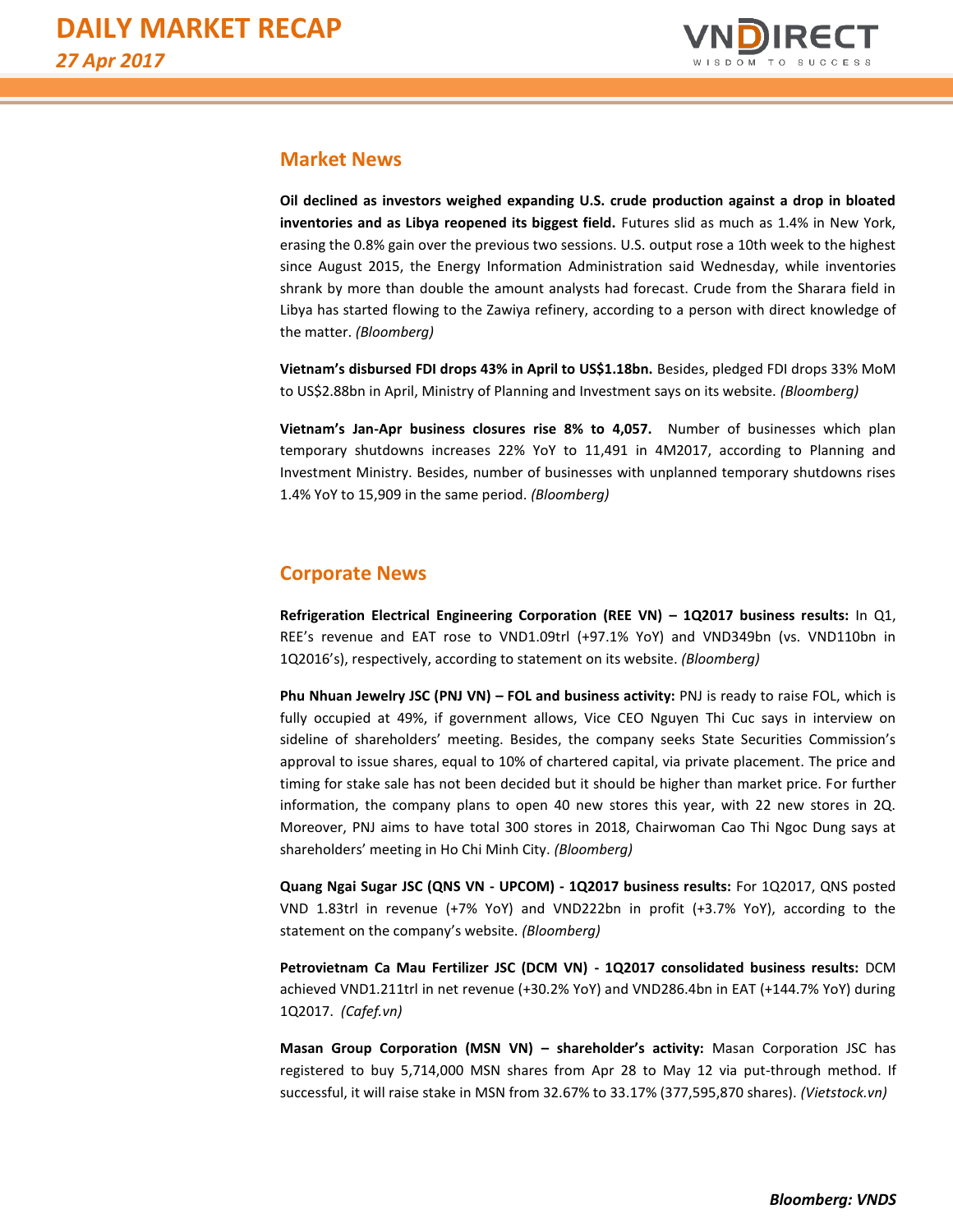## Market News

**Oil declined as investors weighed expanding U.S. crude production against a drop in bloated inventories and as Libya reopened its biggest field.** Futures slid as much as 1.4% in New York, erasing the 0.8% gain over the previous two sessions. U.S. output rose a 10th week to the highest since August 2015, the Energy Information Administration said Wednesday, while inventories shrank by more than double the amount analysts had forecast. Crude from the Sharara field in Libya has started flowing to the Zawiya refinery, according to a person with direct knowledge of the matter. *(Bloomberg)*

**Vietnam's disbursed FDI drops 43% in April to US$1.18bn.** Besides, pledged FDI drops 33% MoM to US$2.88bn in April, Ministry of Planning and Investment says on its website. *(Bloomberg)*

**Vietnam's Jan-Apr business closures rise 8% to 4,057.** Number of businesses which plan temporary shutdowns increases 22% YoY to 11,491 in 4M2017, according to Planning and Investment Ministry. Besides, number of businesses with unplanned temporary shutdowns rises 1.4% YoY to 15,909 in the same period. *(Bloomberg)*

## Corporate News

**Refrigeration Electrical Engineering Corporation (REE VN) – 1Q2017 business results:** In Q1, REE's revenue and EAT rose to VND1.09trl (+97.1% YoY) and VND349bn (vs. VND110bn in 1Q2016's), respectively, according to statement on its website. *(Bloomberg)*

**Phu Nhuan Jewelry JSC (PNJ VN) – FOL and business activity:** PNJ is ready to raise FOL, which is fully occupied at 49%, if government allows, Vice CEO Nguyen Thi Cuc says in interview on sideline of shareholders' meeting. Besides, the company seeks State Securities Commission's approval to issue shares, equal to 10% of chartered capital, via private placement. The price and timing for stake sale has not been decided but it should be higher than market price. For further information, the company plans to open 40 new stores this year, with 22 new stores in 2Q. Moreover, PNJ aims to have total 300 stores in 2018, Chairwoman Cao Thi Ngoc Dung says at shareholders' meeting in Ho Chi Minh City. *(Bloomberg)*

**Quang Ngai Sugar JSC (QNS VN - UPCOM) - 1Q2017 business results:** For 1Q2017, QNS posted VND 1.83trl in revenue (+7% YoY) and VND222bn in profit (+3.7% YoY), according to the statement on the company's website. *(Bloomberg)*

**Petrovietnam Ca Mau Fertilizer JSC (DCM VN) - 1Q2017 consolidated business results:** DCM achieved VND1.211trl in net revenue (+30.2% YoY) and VND286.4bn in EAT (+144.7% YoY) during 1Q2017. *(Cafef.vn)*

**Masan Group Corporation (MSN VN) – shareholder's activity:** Masan Corporation JSC has registered to buy 5,714,000 MSN shares from Apr 28 to May 12 via put-through method. If successful, it will raise stake in MSN from 32.67% to 33.17% (377,595,870 shares). *(Vietstock.vn)*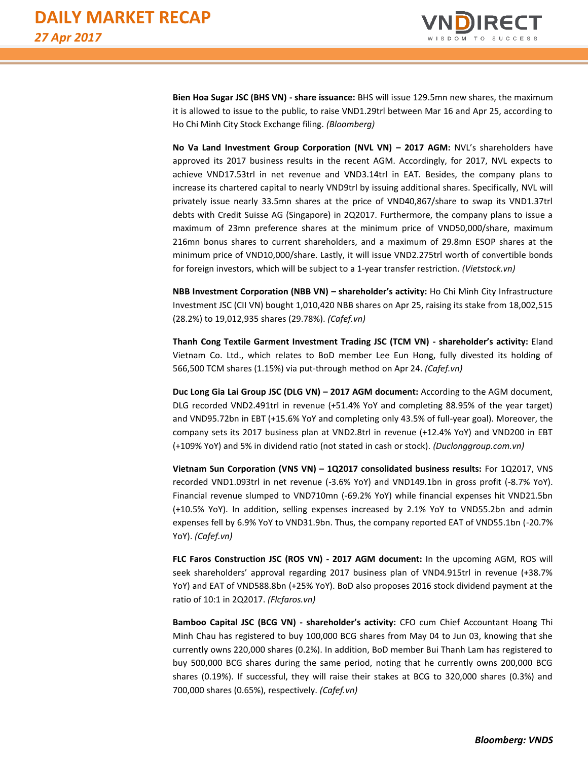**Bien Hoa Sugar JSC (BHS VN) - share issuance:** BHS will issue 129.5mn new shares, the maximum it is allowed to issue to the public, to raise VND1.29trl between Mar 16 and Apr 25, according to Ho Chi Minh City Stock Exchange filing. *(Bloomberg)*

**No Va Land Investment Group Corporation (NVL VN) – 2017 AGM:** NVL's shareholders have approved its 2017 business results in the recent AGM. Accordingly, for 2017, NVL expects to achieve VND17.53trl in net revenue and VND3.14trl in EAT. Besides, the company plans to increase its chartered capital to nearly VND9trl by issuing additional shares. Specifically, NVL will privately issue nearly 33.5mn shares at the price of VND40,867/share to swap its VND1.37trl debts with Credit Suisse AG (Singapore) in 2Q2017. Furthermore, the company plans to issue a maximum of 23mn preference shares at the minimum price of VND50,000/share, maximum 216mn bonus shares to current shareholders, and a maximum of 29.8mn ESOP shares at the minimum price of VND10,000/share. Lastly, it will issue VND2.275trl worth of convertible bonds for foreign investors, which will be subject to a 1-year transfer restriction. *(Vietstock.vn)*

**NBB Investment Corporation (NBB VN) – shareholder's activity:** Ho Chi Minh City Infrastructure Investment JSC (CII VN) bought 1,010,420 NBB shares on Apr 25, raising its stake from 18,002,515 (28.2%) to 19,012,935 shares (29.78%). *(Cafef.vn)*

**Thanh Cong Textile Garment Investment Trading JSC (TCM VN) - shareholder's activity:** Eland Vietnam Co. Ltd., which relates to BoD member Lee Eun Hong, fully divested its holding of 566,500 TCM shares (1.15%) via put-through method on Apr 24. *(Cafef.vn)*

**Duc Long Gia Lai Group JSC (DLG VN) – 2017 AGM document:** According to the AGM document, DLG recorded VND2.491trl in revenue (+51.4% YoY and completing 88.95% of the year target) and VND95.72bn in EBT (+15.6% YoY and completing only 43.5% of full-year goal). Moreover, the company sets its 2017 business plan at VND2.8trl in revenue (+12.4% YoY) and VND200 in EBT (+109% YoY) and 5% in dividend ratio (not stated in cash or stock). *(Duclonggroup.com.vn)*

**Vietnam Sun Corporation (VNS VN) – 1Q2017 consolidated business results:** For 1Q2017, VNS recorded VND1.093trl in net revenue (-3.6% YoY) and VND149.1bn in gross profit (-8.7% YoY). Financial revenue slumped to VND710mn (-69.2% YoY) while financial expenses hit VND21.5bn (+10.5% YoY). In addition, selling expenses increased by 2.1% YoY to VND55.2bn and admin expenses fell by 6.9% YoY to VND31.9bn. Thus, the company reported EAT of VND55.1bn (-20.7% YoY). *(Cafef.vn)*

**FLC Faros Construction JSC (ROS VN) - 2017 AGM document:** In the upcoming AGM, ROS will seek shareholders' approval regarding 2017 business plan of VND4.915trl in revenue (+38.7% YoY) and EAT of VND588.8bn (+25% YoY). BoD also proposes 2016 stock dividend payment at the ratio of 10:1 in 2Q2017. *(Flcfaros.vn)*

**Bamboo Capital JSC (BCG VN) - shareholder's activity:** CFO cum Chief Accountant Hoang Thi Minh Chau has registered to buy 100,000 BCG shares from May 04 to Jun 03, knowing that she currently owns 220,000 shares (0.2%). In addition, BoD member Bui Thanh Lam has registered to buy 500,000 BCG shares during the same period, noting that he currently owns 200,000 BCG shares (0.19%). If successful, they will raise their stakes at BCG to 320,000 shares (0.3%) and 700,000 shares (0.65%), respectively. *(Cafef.vn)*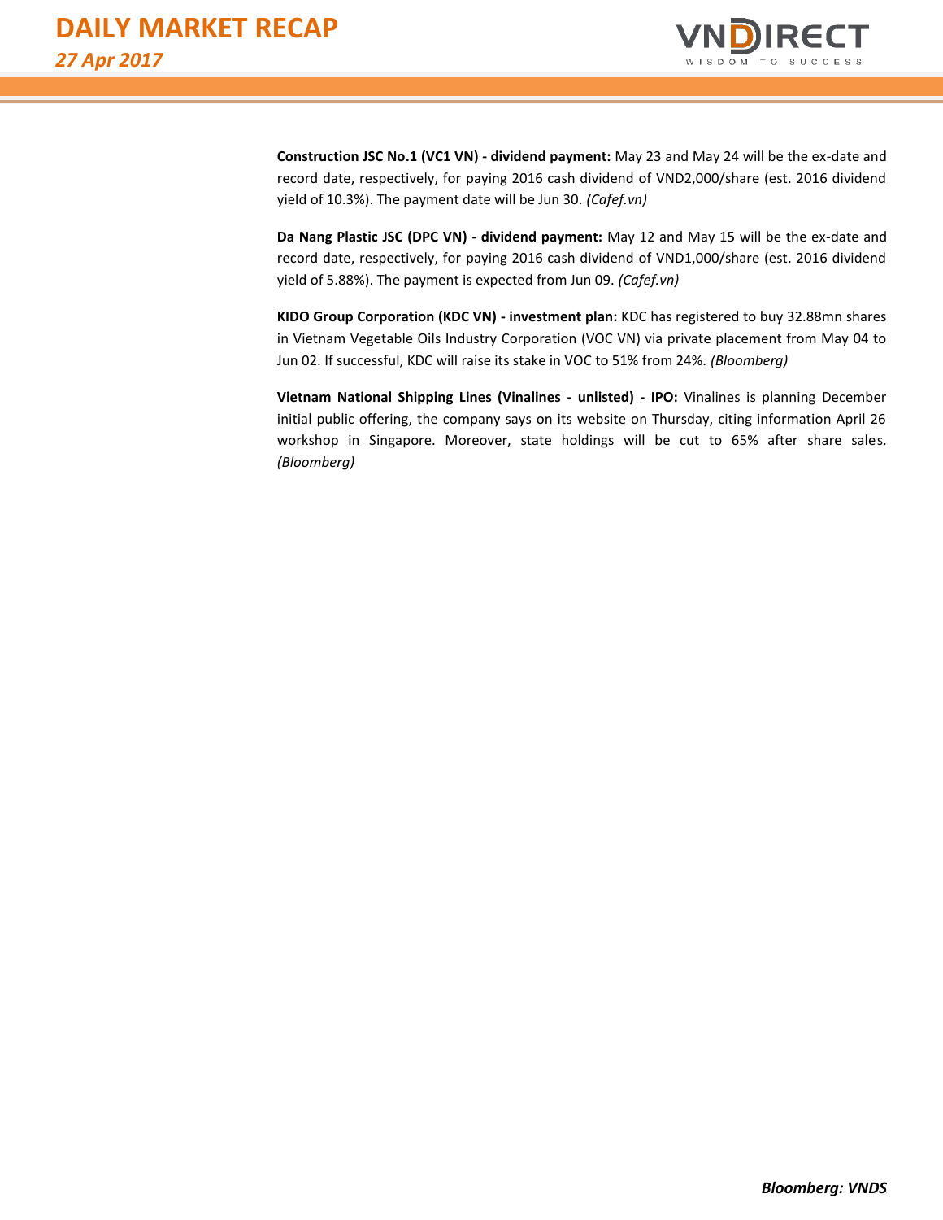**Construction JSC No.1 (VC1 VN) - dividend payment:** May 23 and May 24 will be the ex-date and record date, respectively, for paying 2016 cash dividend of VND2,000/share (est. 2016 dividend yield of 10.3%). The payment date will be Jun 30. *(Cafef.vn)*

**Da Nang Plastic JSC (DPC VN) - dividend payment:** May 12 and May 15 will be the ex-date and record date, respectively, for paying 2016 cash dividend of VND1,000/share (est. 2016 dividend yield of 5.88%). The payment is expected from Jun 09. *(Cafef.vn)*

**KIDO Group Corporation (KDC VN) - investment plan:** KDC has registered to buy 32.88mn shares in Vietnam Vegetable Oils Industry Corporation (VOC VN) via private placement from May 04 to Jun 02. If successful, KDC will raise its stake in VOC to 51% from 24%. *(Bloomberg)*

**Vietnam National Shipping Lines (Vinalines - unlisted) - IPO:** Vinalines is planning December initial public offering, the company says on its website on Thursday, citing information April 26 workshop in Singapore. Moreover, state holdings will be cut to 65% after share sales. *(Bloomberg)*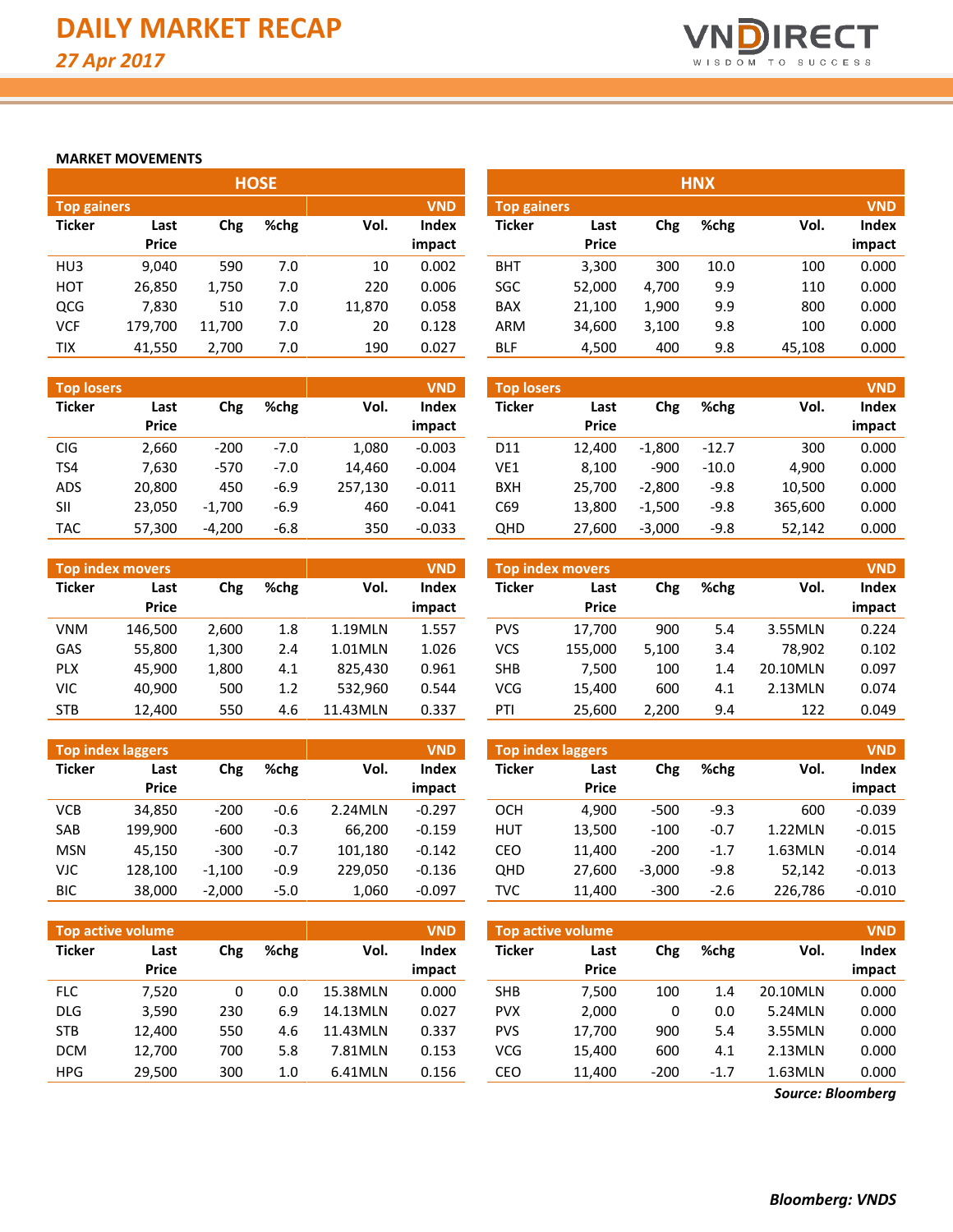# DAILY MARKET RECAP

*27 Apr 2017*

## MARKET MOVEMENTS

### HOSE

**Top gainers** (VND)

| Ticker | Last Price | Chg | %chg | Vol. | Index impact |
|---|---|---|---|---|---|
| HU3 | 9,040 | 590 | 7.0 | 10 | 0.002 |
| HOT | 26,850 | 1,750 | 7.0 | 220 | 0.006 |
| QCG | 7,830 | 510 | 7.0 | 11,870 | 0.058 |
| VCF | 179,700 | 11,700 | 7.0 | 20 | 0.128 |
| TIX | 41,550 | 2,700 | 7.0 | 190 | 0.027 |

**Top losers** (VND)

| Ticker | Last Price | Chg | %chg | Vol. | Index impact |
|---|---|---|---|---|---|
| CIG | 2,660 | -200 | -7.0 | 1,080 | -0.003 |
| TS4 | 7,630 | -570 | -7.0 | 14,460 | -0.004 |
| ADS | 20,800 | 450 | -6.9 | 257,130 | -0.011 |
| SII | 23,050 | -1,700 | -6.9 | 460 | -0.041 |
| TAC | 57,300 | -4,200 | -6.8 | 350 | -0.033 |

**Top index movers** (VND)

| Ticker | Last Price | Chg | %chg | Vol. | Index impact |
|---|---|---|---|---|---|
| VNM | 146,500 | 2,600 | 1.8 | 1.19MLN | 1.557 |
| GAS | 55,800 | 1,300 | 2.4 | 1.01MLN | 1.026 |
| PLX | 45,900 | 1,800 | 4.1 | 825,430 | 0.961 |
| VIC | 40,900 | 500 | 1.2 | 532,960 | 0.544 |
| STB | 12,400 | 550 | 4.6 | 11.43MLN | 0.337 |

**Top index laggers** (VND)

| Ticker | Last Price | Chg | %chg | Vol. | Index impact |
|---|---|---|---|---|---|
| VCB | 34,850 | -200 | -0.6 | 2.24MLN | -0.297 |
| SAB | 199,900 | -600 | -0.3 | 66,200 | -0.159 |
| MSN | 45,150 | -300 | -0.7 | 101,180 | -0.142 |
| VJC | 128,100 | -1,100 | -0.9 | 229,050 | -0.136 |
| BIC | 38,000 | -2,000 | -5.0 | 1,060 | -0.097 |

**Top active volume** (VND)

| Ticker | Last Price | Chg | %chg | Vol. | Index impact |
|---|---|---|---|---|---|
| FLC | 7,520 | 0 | 0.0 | 15.38MLN | 0.000 |
| DLG | 3,590 | 230 | 6.9 | 14.13MLN | 0.027 |
| STB | 12,400 | 550 | 4.6 | 11.43MLN | 0.337 |
| DCM | 12,700 | 700 | 5.8 | 7.81MLN | 0.153 |
| HPG | 29,500 | 300 | 1.0 | 6.41MLN | 0.156 |

### HNX

**Top gainers** (VND)

| Ticker | Last Price | Chg | %chg | Vol. | Index impact |
|---|---|---|---|---|---|
| BHT | 3,300 | 300 | 10.0 | 100 | 0.000 |
| SGC | 52,000 | 4,700 | 9.9 | 110 | 0.000 |
| BAX | 21,100 | 1,900 | 9.9 | 800 | 0.000 |
| ARM | 34,600 | 3,100 | 9.8 | 100 | 0.000 |
| BLF | 4,500 | 400 | 9.8 | 45,108 | 0.000 |

**Top losers** (VND)

| Ticker | Last Price | Chg | %chg | Vol. | Index impact |
|---|---|---|---|---|---|
| D11 | 12,400 | -1,800 | -12.7 | 300 | 0.000 |
| VE1 | 8,100 | -900 | -10.0 | 4,900 | 0.000 |
| BXH | 25,700 | -2,800 | -9.8 | 10,500 | 0.000 |
| C69 | 13,800 | -1,500 | -9.8 | 365,600 | 0.000 |
| QHD | 27,600 | -3,000 | -9.8 | 52,142 | 0.000 |

**Top index movers** (VND)

| Ticker | Last Price | Chg | %chg | Vol. | Index impact |
|---|---|---|---|---|---|
| PVS | 17,700 | 900 | 5.4 | 3.55MLN | 0.224 |
| VCS | 155,000 | 5,100 | 3.4 | 78,902 | 0.102 |
| SHB | 7,500 | 100 | 1.4 | 20.10MLN | 0.097 |
| VCG | 15,400 | 600 | 4.1 | 2.13MLN | 0.074 |
| PTI | 25,600 | 2,200 | 9.4 | 122 | 0.049 |

**Top index laggers** (VND)

| Ticker | Last Price | Chg | %chg | Vol. | Index impact |
|---|---|---|---|---|---|
| OCH | 4,900 | -500 | -9.3 | 600 | -0.039 |
| HUT | 13,500 | -100 | -0.7 | 1.22MLN | -0.015 |
| CEO | 11,400 | -200 | -1.7 | 1.63MLN | -0.014 |
| QHD | 27,600 | -3,000 | -9.8 | 52,142 | -0.013 |
| TVC | 11,400 | -300 | -2.6 | 226,786 | -0.010 |

**Top active volume** (VND)

| Ticker | Last Price | Chg | %chg | Vol. | Index impact |
|---|---|---|---|---|---|
| SHB | 7,500 | 100 | 1.4 | 20.10MLN | 0.000 |
| PVX | 2,000 | 0 | 0.0 | 5.24MLN | 0.000 |
| PVS | 17,700 | 900 | 5.4 | 3.55MLN | 0.000 |
| VCG | 15,400 | 600 | 4.1 | 2.13MLN | 0.000 |
| CEO | 11,400 | -200 | -1.7 | 1.63MLN | 0.000 |

*Source: Bloomberg*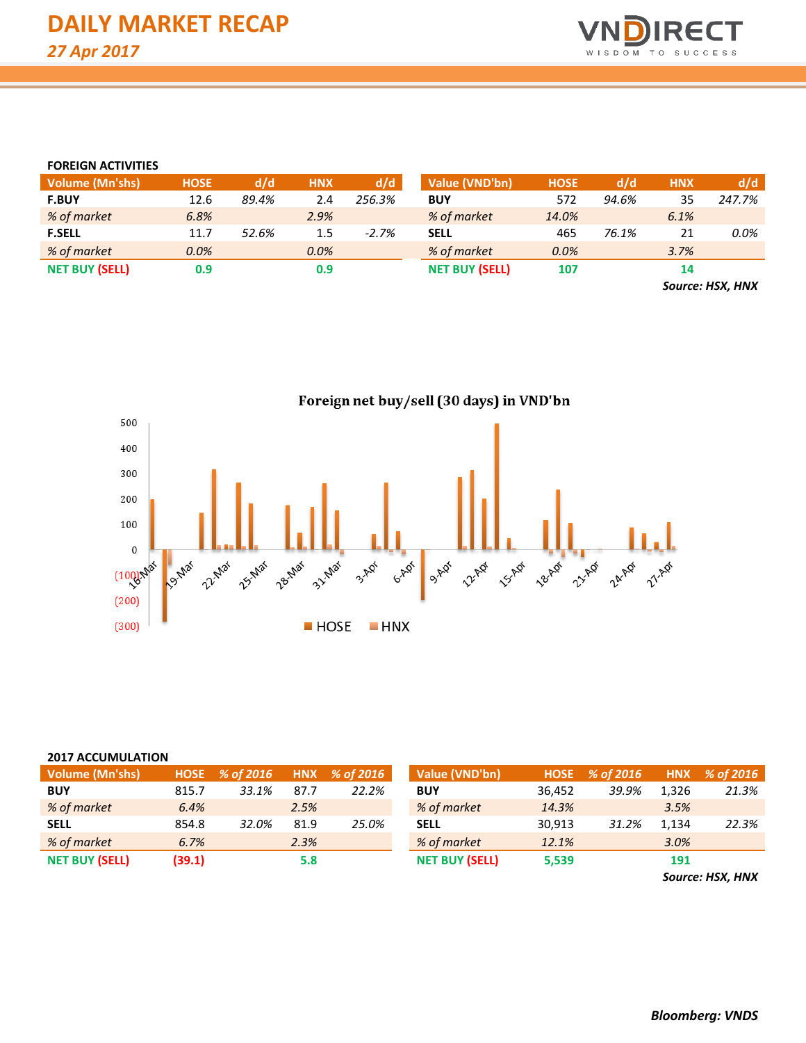# DAILY MARKET RECAP

*27 Apr 2017*

### FOREIGN ACTIVITIES

| Volume (Mn'shs) | HOSE | d/d | HNX | d/d |
|---|---|---|---|---|
| **F.BUY** | 12.6 | *89.4%* | 2.4 | *256.3%* |
| *% of market* | *6.8%* | | *2.9%* | |
| **F.SELL** | 11.7 | *52.6%* | 1.5 | *-2.7%* |
| *% of market* | *0.0%* | | *0.0%* | |
| **NET BUY (SELL)** | **0.9** | | **0.9** | |

| Value (VND'bn) | HOSE | d/d | HNX | d/d |
|---|---|---|---|---|
| **BUY** | 572 | *94.6%* | 35 | *247.7%* |
| *% of market* | *14.0%* | | *6.1%* | |
| **SELL** | 465 | *76.1%* | 21 | *0.0%* |
| *% of market* | *0.0%* | | *3.7%* | |
| **NET BUY (SELL)** | **107** | | **14** | |

***Source: HSX, HNX***

**Foreign net buy/sell (30 days) in VND'bn**

### 2017 ACCUMULATION

| Volume (Mn'shs) | HOSE | % of 2016 | HNX | % of 2016 |
|---|---|---|---|---|
| **BUY** | 815.7 | *33.1%* | 87.7 | *22.2%* |
| *% of market* | *6.4%* | | *2.5%* | |
| **SELL** | 854.8 | *32.0%* | 81.9 | *25.0%* |
| *% of market* | *6.7%* | | *2.3%* | |
| **NET BUY (SELL)** | **(39.1)** | | **5.8** | |

| Value (VND'bn) | HOSE | % of 2016 | HNX | % of 2016 |
|---|---|---|---|---|
| **BUY** | 36,452 | *39.9%* | 1,326 | *21.3%* |
| *% of market* | *14.3%* | | *3.5%* | |
| **SELL** | 30,913 | *31.2%* | 1,134 | *22.3%* |
| *% of market* | *12.1%* | | *3.0%* | |
| **NET BUY (SELL)** | **5,539** | | **191** | |

***Source: HSX, HNX***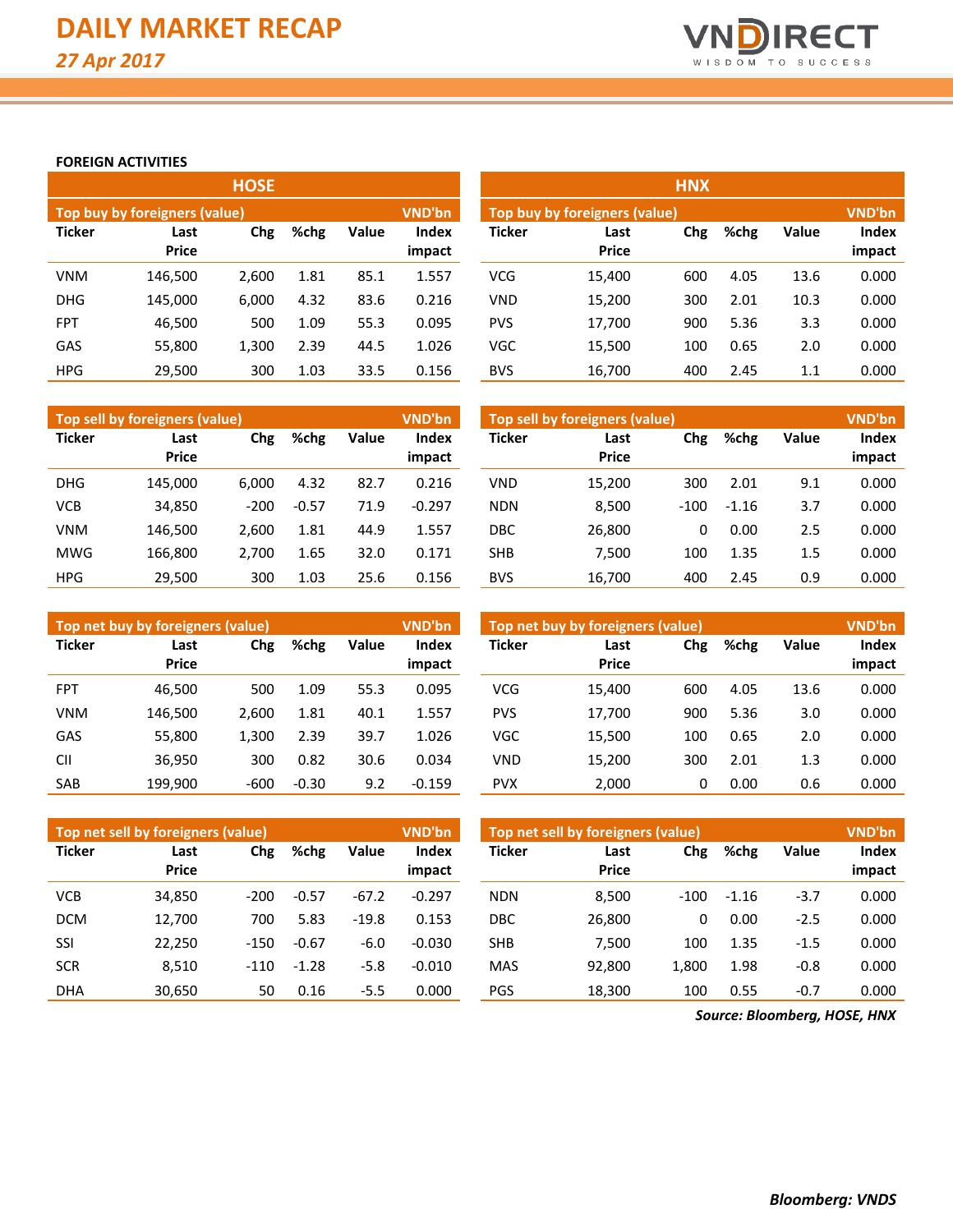# DAILY MARKET RECAP

*27 Apr 2017*

**FOREIGN ACTIVITIES**

## HOSE

**Top buy by foreigners (value)** — VND'bn

| Ticker | Last Price | Chg | %chg | Value | Index impact |
|---|---|---|---|---|---|
| VNM | 146,500 | 2,600 | 1.81 | 85.1 | 1.557 |
| DHG | 145,000 | 6,000 | 4.32 | 83.6 | 0.216 |
| FPT | 46,500 | 500 | 1.09 | 55.3 | 0.095 |
| GAS | 55,800 | 1,300 | 2.39 | 44.5 | 1.026 |
| HPG | 29,500 | 300 | 1.03 | 33.5 | 0.156 |

**Top sell by foreigners (value)** — VND'bn

| Ticker | Last Price | Chg | %chg | Value | Index impact |
|---|---|---|---|---|---|
| DHG | 145,000 | 6,000 | 4.32 | 82.7 | 0.216 |
| VCB | 34,850 | -200 | -0.57 | 71.9 | -0.297 |
| VNM | 146,500 | 2,600 | 1.81 | 44.9 | 1.557 |
| MWG | 166,800 | 2,700 | 1.65 | 32.0 | 0.171 |
| HPG | 29,500 | 300 | 1.03 | 25.6 | 0.156 |

**Top net buy by foreigners (value)** — VND'bn

| Ticker | Last Price | Chg | %chg | Value | Index impact |
|---|---|---|---|---|---|
| FPT | 46,500 | 500 | 1.09 | 55.3 | 0.095 |
| VNM | 146,500 | 2,600 | 1.81 | 40.1 | 1.557 |
| GAS | 55,800 | 1,300 | 2.39 | 39.7 | 1.026 |
| CII | 36,950 | 300 | 0.82 | 30.6 | 0.034 |
| SAB | 199,900 | -600 | -0.30 | 9.2 | -0.159 |

**Top net sell by foreigners (value)** — VND'bn

| Ticker | Last Price | Chg | %chg | Value | Index impact |
|---|---|---|---|---|---|
| VCB | 34,850 | -200 | -0.57 | -67.2 | -0.297 |
| DCM | 12,700 | 700 | 5.83 | -19.8 | 0.153 |
| SSI | 22,250 | -150 | -0.67 | -6.0 | -0.030 |
| SCR | 8,510 | -110 | -1.28 | -5.8 | -0.010 |
| DHA | 30,650 | 50 | 0.16 | -5.5 | 0.000 |

## HNX

**Top buy by foreigners (value)** — VND'bn

| Ticker | Last Price | Chg | %chg | Value | Index impact |
|---|---|---|---|---|---|
| VCG | 15,400 | 600 | 4.05 | 13.6 | 0.000 |
| VND | 15,200 | 300 | 2.01 | 10.3 | 0.000 |
| PVS | 17,700 | 900 | 5.36 | 3.3 | 0.000 |
| VGC | 15,500 | 100 | 0.65 | 2.0 | 0.000 |
| BVS | 16,700 | 400 | 2.45 | 1.1 | 0.000 |

**Top sell by foreigners (value)** — VND'bn

| Ticker | Last Price | Chg | %chg | Value | Index impact |
|---|---|---|---|---|---|
| VND | 15,200 | 300 | 2.01 | 9.1 | 0.000 |
| NDN | 8,500 | -100 | -1.16 | 3.7 | 0.000 |
| DBC | 26,800 | 0 | 0.00 | 2.5 | 0.000 |
| SHB | 7,500 | 100 | 1.35 | 1.5 | 0.000 |
| BVS | 16,700 | 400 | 2.45 | 0.9 | 0.000 |

**Top net buy by foreigners (value)** — VND'bn

| Ticker | Last Price | Chg | %chg | Value | Index impact |
|---|---|---|---|---|---|
| VCG | 15,400 | 600 | 4.05 | 13.6 | 0.000 |
| PVS | 17,700 | 900 | 5.36 | 3.0 | 0.000 |
| VGC | 15,500 | 100 | 0.65 | 2.0 | 0.000 |
| VND | 15,200 | 300 | 2.01 | 1.3 | 0.000 |
| PVX | 2,000 | 0 | 0.00 | 0.6 | 0.000 |

**Top net sell by foreigners (value)** — VND'bn

| Ticker | Last Price | Chg | %chg | Value | Index impact |
|---|---|---|---|---|---|
| NDN | 8,500 | -100 | -1.16 | -3.7 | 0.000 |
| DBC | 26,800 | 0 | 0.00 | -2.5 | 0.000 |
| SHB | 7,500 | 100 | 1.35 | -1.5 | 0.000 |
| MAS | 92,800 | 1,800 | 1.98 | -0.8 | 0.000 |
| PGS | 18,300 | 100 | 0.55 | -0.7 | 0.000 |

***Source: Bloomberg, HOSE, HNX***

***Bloomberg: VNDS***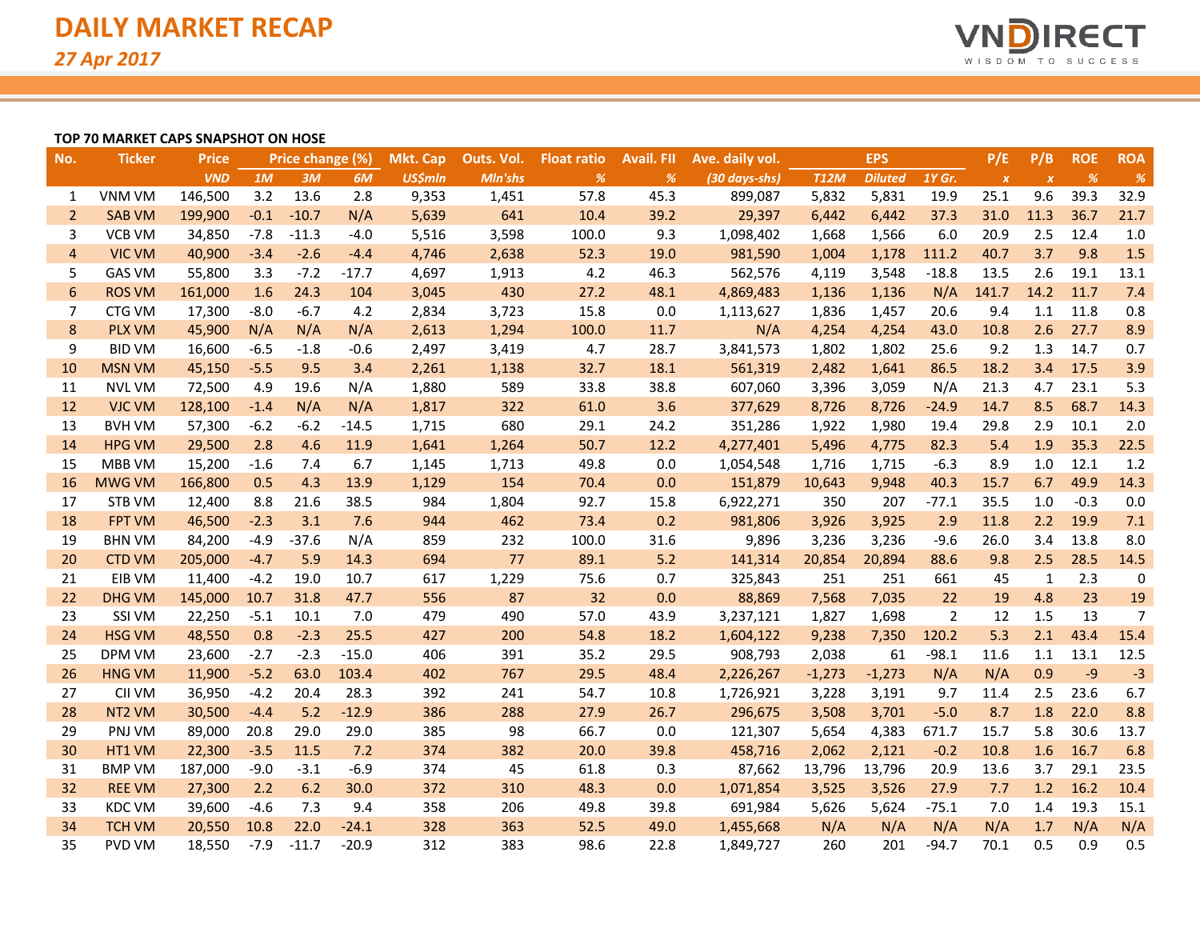# DAILY MARKET RECAP

*27 Apr 2017*

**TOP 70 MARKET CAPS SNAPSHOT ON HOSE**

| No. | Ticker | Price | Price change (%) | | | Mkt. Cap | Outs. Vol. | Float ratio | Avail. FII | Ave. daily vol. | EPS | | | P/E | P/B | ROE | ROA |
|---|---|---|---|---|---|---|---|---|---|---|---|---|---|---|---|---|---|
| | | *VND* | *1M* | *3M* | *6M* | *US$mln* | *Mln'shs* | *%* | *%* | *(30 days-shs)* | *T12M* | *Diluted* | *1Y Gr.* | *x* | *x* | *%* | *%* |
| 1 | VNM VM | 146,500 | 3.2 | 13.6 | 2.8 | 9,353 | 1,451 | 57.8 | 45.3 | 899,087 | 5,832 | 5,831 | 19.9 | 25.1 | 9.6 | 39.3 | 32.9 |
| 2 | SAB VM | 199,900 | -0.1 | -10.7 | N/A | 5,639 | 641 | 10.4 | 39.2 | 29,397 | 6,442 | 6,442 | 37.3 | 31.0 | 11.3 | 36.7 | 21.7 |
| 3 | VCB VM | 34,850 | -7.8 | -11.3 | -4.0 | 5,516 | 3,598 | 100.0 | 9.3 | 1,098,402 | 1,668 | 1,566 | 6.0 | 20.9 | 2.5 | 12.4 | 1.0 |
| 4 | VIC VM | 40,900 | -3.4 | -2.6 | -4.4 | 4,746 | 2,638 | 52.3 | 19.0 | 981,590 | 1,004 | 1,178 | 111.2 | 40.7 | 3.7 | 9.8 | 1.5 |
| 5 | GAS VM | 55,800 | 3.3 | -7.2 | -17.7 | 4,697 | 1,913 | 4.2 | 46.3 | 562,576 | 4,119 | 3,548 | -18.8 | 13.5 | 2.6 | 19.1 | 13.1 |
| 6 | ROS VM | 161,000 | 1.6 | 24.3 | 104 | 3,045 | 430 | 27.2 | 48.1 | 4,869,483 | 1,136 | 1,136 | N/A | 141.7 | 14.2 | 11.7 | 7.4 |
| 7 | CTG VM | 17,300 | -8.0 | -6.7 | 4.2 | 2,834 | 3,723 | 15.8 | 0.0 | 1,113,627 | 1,836 | 1,457 | 20.6 | 9.4 | 1.1 | 11.8 | 0.8 |
| 8 | PLX VM | 45,900 | N/A | N/A | N/A | 2,613 | 1,294 | 100.0 | 11.7 | N/A | 4,254 | 4,254 | 43.0 | 10.8 | 2.6 | 27.7 | 8.9 |
| 9 | BID VM | 16,600 | -6.5 | -1.8 | -0.6 | 2,497 | 3,419 | 4.7 | 28.7 | 3,841,573 | 1,802 | 1,802 | 25.6 | 9.2 | 1.3 | 14.7 | 0.7 |
| 10 | MSN VM | 45,150 | -5.5 | 9.5 | 3.4 | 2,261 | 1,138 | 32.7 | 18.1 | 561,319 | 2,482 | 1,641 | 86.5 | 18.2 | 3.4 | 17.5 | 3.9 |
| 11 | NVL VM | 72,500 | 4.9 | 19.6 | N/A | 1,880 | 589 | 33.8 | 38.8 | 607,060 | 3,396 | 3,059 | N/A | 21.3 | 4.7 | 23.1 | 5.3 |
| 12 | VJC VM | 128,100 | -1.4 | N/A | N/A | 1,817 | 322 | 61.0 | 3.6 | 377,629 | 8,726 | 8,726 | -24.9 | 14.7 | 8.5 | 68.7 | 14.3 |
| 13 | BVH VM | 57,300 | -6.2 | -6.2 | -14.5 | 1,715 | 680 | 29.1 | 24.2 | 351,286 | 1,922 | 1,980 | 19.4 | 29.8 | 2.9 | 10.1 | 2.0 |
| 14 | HPG VM | 29,500 | 2.8 | 4.6 | 11.9 | 1,641 | 1,264 | 50.7 | 12.2 | 4,277,401 | 5,496 | 4,775 | 82.3 | 5.4 | 1.9 | 35.3 | 22.5 |
| 15 | MBB VM | 15,200 | -1.6 | 7.4 | 6.7 | 1,145 | 1,713 | 49.8 | 0.0 | 1,054,548 | 1,716 | 1,715 | -6.3 | 8.9 | 1.0 | 12.1 | 1.2 |
| 16 | MWG VM | 166,800 | 0.5 | 4.3 | 13.9 | 1,129 | 154 | 70.4 | 0.0 | 151,879 | 10,643 | 9,948 | 40.3 | 15.7 | 6.7 | 49.9 | 14.3 |
| 17 | STB VM | 12,400 | 8.8 | 21.6 | 38.5 | 984 | 1,804 | 92.7 | 15.8 | 6,922,271 | 350 | 207 | -77.1 | 35.5 | 1.0 | -0.3 | 0.0 |
| 18 | FPT VM | 46,500 | -2.3 | 3.1 | 7.6 | 944 | 462 | 73.4 | 0.2 | 981,806 | 3,926 | 3,925 | 2.9 | 11.8 | 2.2 | 19.9 | 7.1 |
| 19 | BHN VM | 84,200 | -4.9 | -37.6 | N/A | 859 | 232 | 100.0 | 31.6 | 9,896 | 3,236 | 3,236 | -9.6 | 26.0 | 3.4 | 13.8 | 8.0 |
| 20 | CTD VM | 205,000 | -4.7 | 5.9 | 14.3 | 694 | 77 | 89.1 | 5.2 | 141,314 | 20,854 | 20,894 | 88.6 | 9.8 | 2.5 | 28.5 | 14.5 |
| 21 | EIB VM | 11,400 | -4.2 | 19.0 | 10.7 | 617 | 1,229 | 75.6 | 0.7 | 325,843 | 251 | 251 | 661 | 45 | 1 | 2.3 | 0 |
| 22 | DHG VM | 145,000 | 10.7 | 31.8 | 47.7 | 556 | 87 | 32 | 0.0 | 88,869 | 7,568 | 7,035 | 22 | 19 | 4.8 | 23 | 19 |
| 23 | SSI VM | 22,250 | -5.1 | 10.1 | 7.0 | 479 | 490 | 57.0 | 43.9 | 3,237,121 | 1,827 | 1,698 | 2 | 12 | 1.5 | 13 | 7 |
| 24 | HSG VM | 48,550 | 0.8 | -2.3 | 25.5 | 427 | 200 | 54.8 | 18.2 | 1,604,122 | 9,238 | 7,350 | 120.2 | 5.3 | 2.1 | 43.4 | 15.4 |
| 25 | DPM VM | 23,600 | -2.7 | -2.3 | -15.0 | 406 | 391 | 35.2 | 29.5 | 908,793 | 2,038 | 61 | -98.1 | 11.6 | 1.1 | 13.1 | 12.5 |
| 26 | HNG VM | 11,900 | -5.2 | 63.0 | 103.4 | 402 | 767 | 29.5 | 48.4 | 2,226,267 | -1,273 | -1,273 | N/A | N/A | 0.9 | -9 | -3 |
| 27 | CII VM | 36,950 | -4.2 | 20.4 | 28.3 | 392 | 241 | 54.7 | 10.8 | 1,726,921 | 3,228 | 3,191 | 9.7 | 11.4 | 2.5 | 23.6 | 6.7 |
| 28 | NT2 VM | 30,500 | -4.4 | 5.2 | -12.9 | 386 | 288 | 27.9 | 26.7 | 296,675 | 3,508 | 3,701 | -5.0 | 8.7 | 1.8 | 22.0 | 8.8 |
| 29 | PNJ VM | 89,000 | 20.8 | 29.0 | 29.0 | 385 | 98 | 66.7 | 0.0 | 121,307 | 5,654 | 4,383 | 671.7 | 15.7 | 5.8 | 30.6 | 13.7 |
| 30 | HT1 VM | 22,300 | -3.5 | 11.5 | 7.2 | 374 | 382 | 20.0 | 39.8 | 458,716 | 2,062 | 2,121 | -0.2 | 10.8 | 1.6 | 16.7 | 6.8 |
| 31 | BMP VM | 187,000 | -9.0 | -3.1 | -6.9 | 374 | 45 | 61.8 | 0.3 | 87,662 | 13,796 | 13,796 | 20.9 | 13.6 | 3.7 | 29.1 | 23.5 |
| 32 | REE VM | 27,300 | 2.2 | 6.2 | 30.0 | 372 | 310 | 48.3 | 0.0 | 1,071,854 | 3,525 | 3,526 | 27.9 | 7.7 | 1.2 | 16.2 | 10.4 |
| 33 | KDC VM | 39,600 | -4.6 | 7.3 | 9.4 | 358 | 206 | 49.8 | 39.8 | 691,984 | 5,626 | 5,624 | -75.1 | 7.0 | 1.4 | 19.3 | 15.1 |
| 34 | TCH VM | 20,550 | 10.8 | 22.0 | -24.1 | 328 | 363 | 52.5 | 49.0 | 1,455,668 | N/A | N/A | N/A | N/A | 1.7 | N/A | N/A |
| 35 | PVD VM | 18,550 | -7.9 | -11.7 | -20.9 | 312 | 383 | 98.6 | 22.8 | 1,849,727 | 260 | 201 | -94.7 | 70.1 | 0.5 | 0.9 | 0.5 |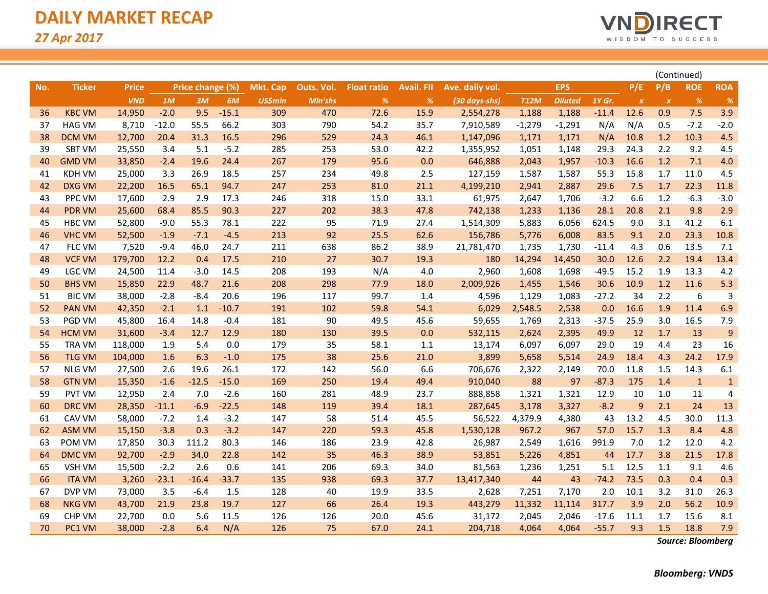# DAILY MARKET RECAP

*27 Apr 2017*

(Continued)

| No. | Ticker | Price | Price change (%) | | | Mkt. Cap | Outs. Vol. | Float ratio | Avail. FII | Ave. daily vol. | EPS | | | P/E | P/B | ROE | ROA |
|---|---|---|---|---|---|---|---|---|---|---|---|---|---|---|---|---|---|
| | | VND | 1M | 3M | 6M | US$mln | Mln'shs | % | % | (30 days-shs) | T12M | Diluted | 1Y Gr. | x | x | % | % |
| 36 | KBC VM | 14,950 | -2.0 | 9.5 | -15.1 | 309 | 470 | 72.6 | 15.9 | 2,554,278 | 1,188 | 1,188 | -11.4 | 12.6 | 0.9 | 7.5 | 3.9 |
| 37 | HAG VM | 8,710 | -12.0 | 55.5 | 66.2 | 303 | 790 | 54.2 | 35.7 | 7,910,589 | -1,279 | -1,291 | N/A | N/A | 0.5 | -7.2 | -2.0 |
| 38 | DCM VM | 12,700 | 20.4 | 31.3 | 16.5 | 296 | 529 | 24.3 | 46.1 | 1,147,096 | 1,171 | 1,171 | N/A | 10.8 | 1.2 | 10.3 | 4.5 |
| 39 | SBT VM | 25,550 | 3.4 | 5.1 | -5.2 | 285 | 253 | 53.0 | 42.2 | 1,355,952 | 1,051 | 1,148 | 29.3 | 24.3 | 2.2 | 9.2 | 4.5 |
| 40 | GMD VM | 33,850 | -2.4 | 19.6 | 24.4 | 267 | 179 | 95.6 | 0.0 | 646,888 | 2,043 | 1,957 | -10.3 | 16.6 | 1.2 | 7.1 | 4.0 |
| 41 | KDH VM | 25,000 | 3.3 | 26.9 | 18.5 | 257 | 234 | 49.8 | 2.5 | 127,159 | 1,587 | 1,587 | 55.3 | 15.8 | 1.7 | 11.0 | 4.5 |
| 42 | DXG VM | 22,200 | 16.5 | 65.1 | 94.7 | 247 | 253 | 81.0 | 21.1 | 4,199,210 | 2,941 | 2,887 | 29.6 | 7.5 | 1.7 | 22.3 | 11.8 |
| 43 | PPC VM | 17,600 | 2.9 | 2.9 | 17.3 | 246 | 318 | 15.0 | 33.1 | 61,975 | 2,647 | 1,706 | -3.2 | 6.6 | 1.2 | -6.3 | -3.0 |
| 44 | PDR VM | 25,600 | 68.4 | 85.5 | 90.3 | 227 | 202 | 38.3 | 47.8 | 742,138 | 1,233 | 1,136 | 28.1 | 20.8 | 2.1 | 9.8 | 2.9 |
| 45 | HBC VM | 52,800 | -9.0 | 55.3 | 78.1 | 222 | 95 | 71.9 | 27.4 | 1,514,309 | 5,883 | 6,056 | 624.5 | 9.0 | 3.1 | 41.2 | 6.1 |
| 46 | VHC VM | 52,500 | -1.9 | -7.1 | -4.5 | 213 | 92 | 25.5 | 62.6 | 156,786 | 5,776 | 6,008 | 83.5 | 9.1 | 2.0 | 23.3 | 10.8 |
| 47 | FLC VM | 7,520 | -9.4 | 46.0 | 24.7 | 211 | 638 | 86.2 | 38.9 | 21,781,470 | 1,735 | 1,730 | -11.4 | 4.3 | 0.6 | 13.5 | 7.1 |
| 48 | VCF VM | 179,700 | 12.2 | 0.4 | 17.5 | 210 | 27 | 30.7 | 19.3 | 180 | 14,294 | 14,450 | 30.0 | 12.6 | 2.2 | 19.4 | 13.4 |
| 49 | LGC VM | 24,500 | 11.4 | -3.0 | 14.5 | 208 | 193 | N/A | 4.0 | 2,960 | 1,608 | 1,698 | -49.5 | 15.2 | 1.9 | 13.3 | 4.2 |
| 50 | BHS VM | 15,850 | 22.9 | 48.7 | 21.6 | 208 | 298 | 77.9 | 18.0 | 2,009,926 | 1,455 | 1,546 | 30.6 | 10.9 | 1.2 | 11.6 | 5.3 |
| 51 | BIC VM | 38,000 | -2.8 | -8.4 | 20.6 | 196 | 117 | 99.7 | 1.4 | 4,596 | 1,129 | 1,083 | -27.2 | 34 | 2.2 | 6 | 3 |
| 52 | PAN VM | 42,350 | -2.1 | 1.1 | -10.7 | 191 | 102 | 59.8 | 54.1 | 6,029 | 2,548.5 | 2,538 | 0.0 | 16.6 | 1.9 | 11.4 | 6.9 |
| 53 | PGD VM | 45,800 | 16.4 | 14.8 | -0.4 | 181 | 90 | 49.5 | 45.6 | 59,655 | 1,769 | 2,313 | -37.5 | 25.9 | 3.0 | 16.5 | 7.9 |
| 54 | HCM VM | 31,600 | -3.4 | 12.7 | 12.9 | 180 | 130 | 39.5 | 0.0 | 532,115 | 2,624 | 2,395 | 49.9 | 12 | 1.7 | 13 | 9 |
| 55 | TRA VM | 118,000 | 1.9 | 5.4 | 0.0 | 179 | 35 | 58.1 | 1.1 | 13,174 | 6,097 | 6,097 | 29.0 | 19 | 4.4 | 23 | 16 |
| 56 | TLG VM | 104,000 | 1.6 | 6.3 | -1.0 | 175 | 38 | 25.6 | 21.0 | 3,899 | 5,658 | 5,514 | 24.9 | 18.4 | 4.3 | 24.2 | 17.9 |
| 57 | NLG VM | 27,500 | 2.6 | 19.6 | 26.1 | 172 | 142 | 56.0 | 6.6 | 706,676 | 2,322 | 2,149 | 70.0 | 11.8 | 1.5 | 14.3 | 6.1 |
| 58 | GTN VM | 15,350 | -1.6 | -12.5 | -15.0 | 169 | 250 | 19.4 | 49.4 | 910,040 | 88 | 97 | -87.3 | 175 | 1.4 | 1 | 1 |
| 59 | PVT VM | 12,950 | 2.4 | 7.0 | -2.6 | 160 | 281 | 48.9 | 23.7 | 888,858 | 1,321 | 1,321 | 12.9 | 10 | 1.0 | 11 | 4 |
| 60 | DRC VM | 28,350 | -11.1 | -6.9 | -22.5 | 148 | 119 | 39.4 | 18.1 | 287,645 | 3,178 | 3,327 | -8.2 | 9 | 2.1 | 24 | 13 |
| 61 | CAV VM | 58,000 | -7.2 | 1.4 | -3.2 | 147 | 58 | 51.4 | 45.5 | 56,522 | 4,379.9 | 4,380 | 43 | 13.2 | 4.5 | 30.0 | 11.3 |
| 62 | ASM VM | 15,150 | -3.8 | 0.3 | -3.2 | 147 | 220 | 59.3 | 45.8 | 1,530,128 | 967.2 | 967 | 57.0 | 15.7 | 1.3 | 8.4 | 4.8 |
| 63 | POM VM | 17,850 | 30.3 | 111.2 | 80.3 | 146 | 186 | 23.9 | 42.8 | 26,987 | 2,549 | 1,616 | 991.9 | 7.0 | 1.2 | 12.0 | 4.2 |
| 64 | DMC VM | 92,700 | -2.9 | 34.0 | 22.8 | 142 | 35 | 46.3 | 38.9 | 53,851 | 5,226 | 4,851 | 44 | 17.7 | 3.8 | 21.5 | 17.8 |
| 65 | VSH VM | 15,500 | -2.2 | 2.6 | 0.6 | 141 | 206 | 69.3 | 34.0 | 81,563 | 1,236 | 1,251 | 5.1 | 12.5 | 1.1 | 9.1 | 4.6 |
| 66 | ITA VM | 3,260 | -23.1 | -16.4 | -33.7 | 135 | 938 | 69.3 | 37.7 | 13,417,340 | 44 | 43 | -74.2 | 73.5 | 0.3 | 0.4 | 0.3 |
| 67 | DVP VM | 73,000 | 3.5 | -6.4 | 1.5 | 128 | 40 | 19.9 | 33.5 | 2,628 | 7,251 | 7,170 | 2.0 | 10.1 | 3.2 | 31.0 | 26.3 |
| 68 | NKG VM | 43,700 | 21.9 | 23.8 | 19.7 | 127 | 66 | 26.4 | 19.3 | 443,279 | 11,332 | 11,114 | 317.7 | 3.9 | 2.0 | 56.2 | 10.9 |
| 69 | CHP VM | 22,700 | 0.0 | 5.6 | 11.5 | 126 | 126 | 20.0 | 45.6 | 31,172 | 2,045 | 2,046 | -17.6 | 11.1 | 1.7 | 15.6 | 8.1 |
| 70 | PC1 VM | 38,000 | -2.8 | 6.4 | N/A | 126 | 75 | 67.0 | 24.1 | 204,718 | 4,064 | 4,064 | -55.7 | 9.3 | 1.5 | 18.8 | 7.9 |

*Source: Bloomberg*

*Bloomberg: VNDS*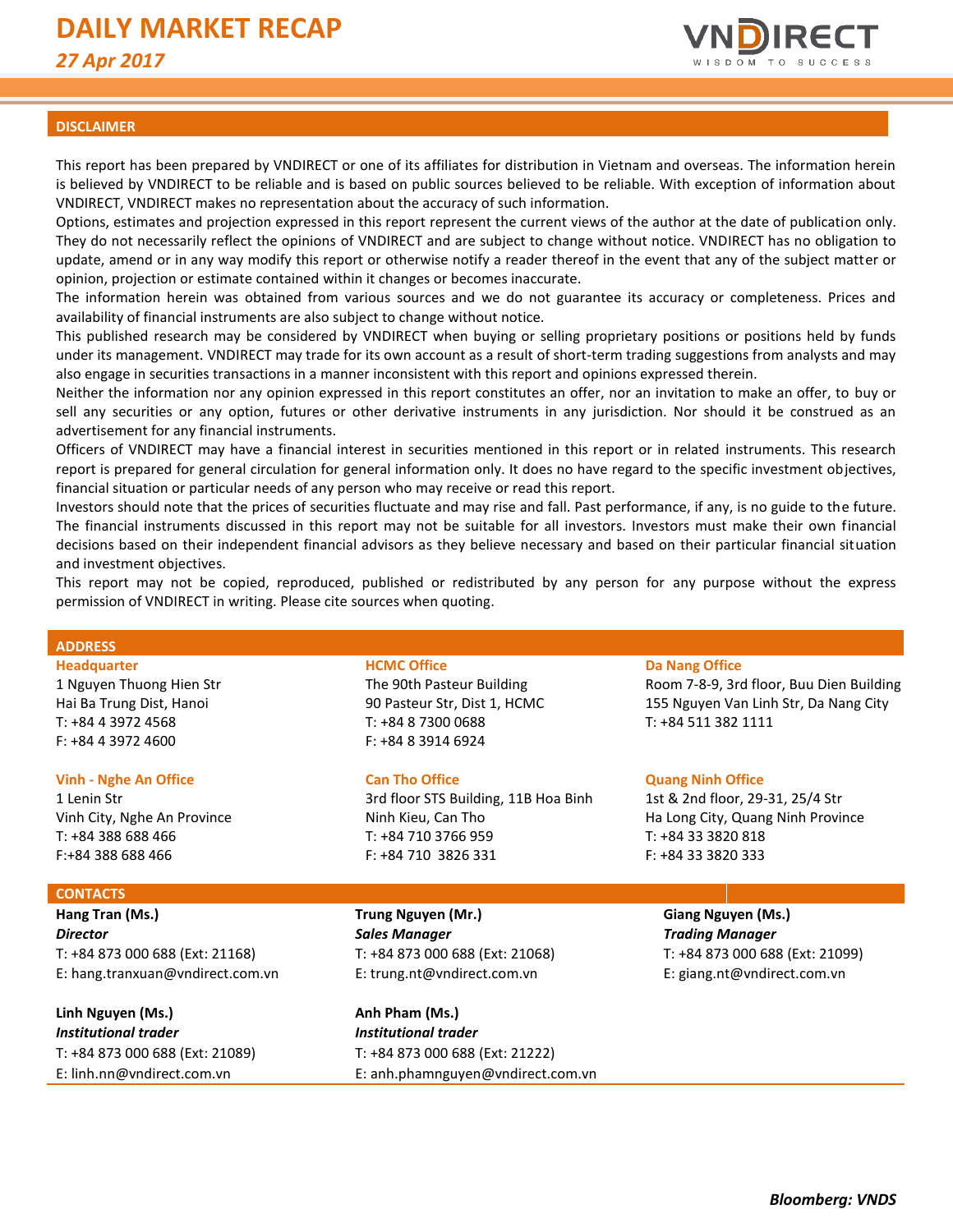# DAILY MARKET RECAP

*27 Apr 2017*

## DISCLAIMER

This report has been prepared by VNDIRECT or one of its affiliates for distribution in Vietnam and overseas. The information herein is believed by VNDIRECT to be reliable and is based on public sources believed to be reliable. With exception of information about VNDIRECT, VNDIRECT makes no representation about the accuracy of such information.

Options, estimates and projection expressed in this report represent the current views of the author at the date of publication only. They do not necessarily reflect the opinions of VNDIRECT and are subject to change without notice. VNDIRECT has no obligation to update, amend or in any way modify this report or otherwise notify a reader thereof in the event that any of the subject matter or opinion, projection or estimate contained within it changes or becomes inaccurate.

The information herein was obtained from various sources and we do not guarantee its accuracy or completeness. Prices and availability of financial instruments are also subject to change without notice.

This published research may be considered by VNDIRECT when buying or selling proprietary positions or positions held by funds under its management. VNDIRECT may trade for its own account as a result of short-term trading suggestions from analysts and may also engage in securities transactions in a manner inconsistent with this report and opinions expressed therein.

Neither the information nor any opinion expressed in this report constitutes an offer, nor an invitation to make an offer, to buy or sell any securities or any option, futures or other derivative instruments in any jurisdiction. Nor should it be construed as an advertisement for any financial instruments.

Officers of VNDIRECT may have a financial interest in securities mentioned in this report or in related instruments. This research report is prepared for general circulation for general information only. It does no have regard to the specific investment objectives, financial situation or particular needs of any person who may receive or read this report.

Investors should note that the prices of securities fluctuate and may rise and fall. Past performance, if any, is no guide to the future. The financial instruments discussed in this report may not be suitable for all investors. Investors must make their own financial decisions based on their independent financial advisors as they believe necessary and based on their particular financial situation and investment objectives.

This report may not be copied, reproduced, published or redistributed by any person for any purpose without the express permission of VNDIRECT in writing. Please cite sources when quoting.

## ADDRESS

**Headquarter**
1 Nguyen Thuong Hien Str
Hai Ba Trung Dist, Hanoi
T: +84 4 3972 4568
F: +84 4 3972 4600

**HCMC Office**
The 90th Pasteur Building
90 Pasteur Str, Dist 1, HCMC
T: +84 8 7300 0688
F: +84 8 3914 6924

**Da Nang Office**
Room 7-8-9, 3rd floor, Buu Dien Building
155 Nguyen Van Linh Str, Da Nang City
T: +84 511 382 1111

**Vinh - Nghe An Office**
1 Lenin Str
Vinh City, Nghe An Province
T: +84 388 688 466
F:+84 388 688 466

**Can Tho Office**
3rd floor STS Building, 11B Hoa Binh
Ninh Kieu, Can Tho
T: +84 710 3766 959
F: +84 710 3826 331

**Quang Ninh Office**
1st & 2nd floor, 29-31, 25/4 Str
Ha Long City, Quang Ninh Province
T: +84 33 3820 818
F: +84 33 3820 333

## CONTACTS

**Hang Tran (Ms.)**
***Director***
T: +84 873 000 688 (Ext: 21168)
E: hang.tranxuan@vndirect.com.vn

**Trung Nguyen (Mr.)**
***Sales Manager***
T: +84 873 000 688 (Ext: 21068)
E: trung.nt@vndirect.com.vn

**Giang Nguyen (Ms.)**
***Trading Manager***
T: +84 873 000 688 (Ext: 21099)
E: giang.nt@vndirect.com.vn

**Linh Nguyen (Ms.)**
***Institutional trader***
T: +84 873 000 688 (Ext: 21089)
E: linh.nn@vndirect.com.vn

**Anh Pham (Ms.)**
***Institutional trader***
T: +84 873 000 688 (Ext: 21222)
E: anh.phamnguyen@vndirect.com.vn

***Bloomberg: VNDS***